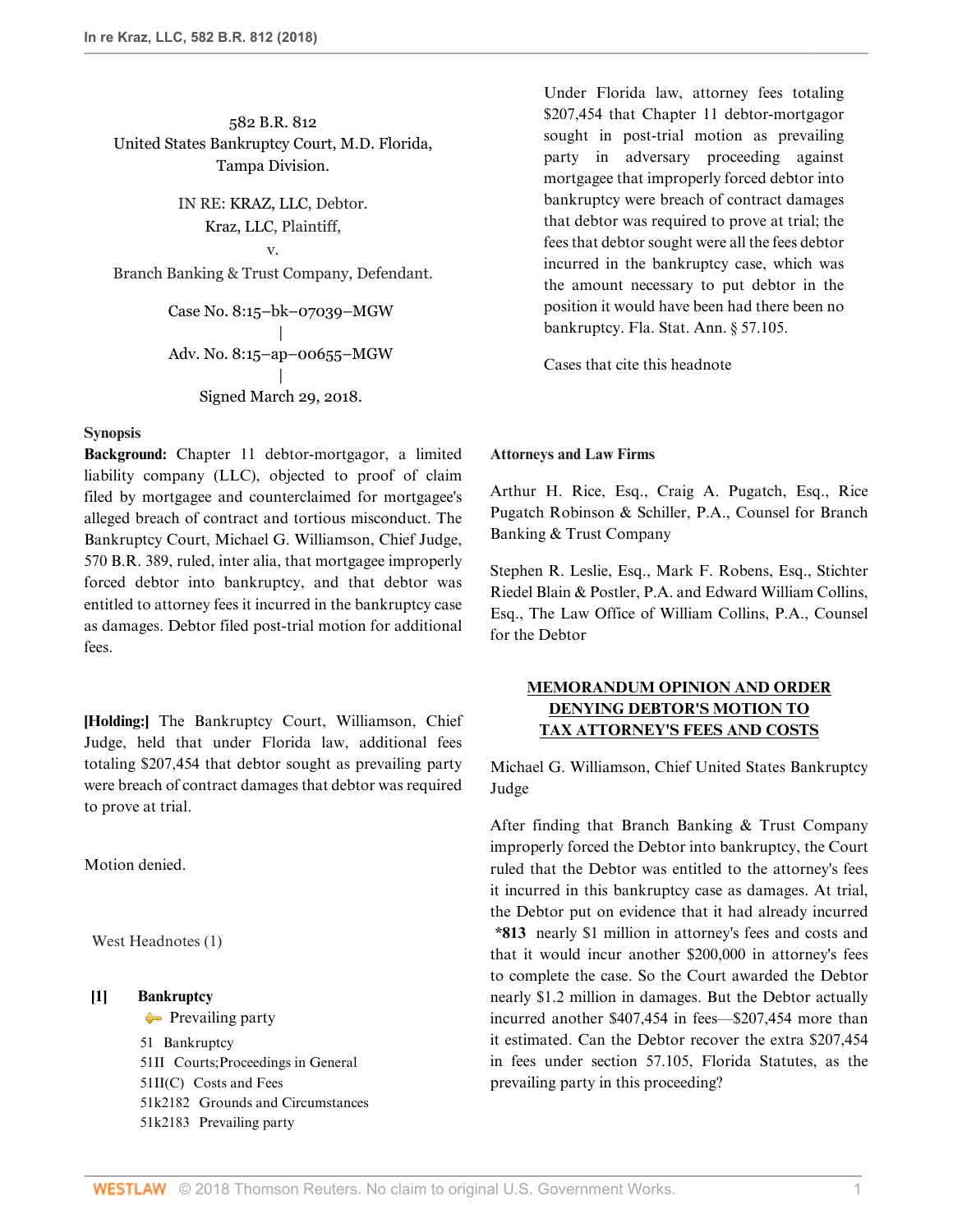582 B.R. 812
United States Bankruptcy Court, M.D. Florida,
Tampa Division.

IN RE: KRAZ, LLC, Debtor.
Kraz, LLC, Plaintiff,
v.
Branch Banking & Trust Company, Defendant.

Case No. 8:15–bk–07039–MGW
|
Adv. No. 8:15–ap–00655–MGW
|
Signed March 29, 2018.

**Synopsis**

**Background:** Chapter 11 debtor-mortgagor, a limited liability company (LLC), objected to proof of claim filed by mortgagee and counterclaimed for mortgagee's alleged breach of contract and tortious misconduct. The Bankruptcy Court, Michael G. Williamson, Chief Judge, 570 B.R. 389, ruled, inter alia, that mortgagee improperly forced debtor into bankruptcy, and that debtor was entitled to attorney fees it incurred in the bankruptcy case as damages. Debtor filed post-trial motion for additional fees.

**[Holding:]** The Bankruptcy Court, Williamson, Chief Judge, held that under Florida law, additional fees totaling $207,454 that debtor sought as prevailing party were breach of contract damages that debtor was required to prove at trial.

Motion denied.

West Headnotes (1)

**[1] Bankruptcy**
Prevailing party
51 Bankruptcy
51II Courts; Proceedings in General
51II(C) Costs and Fees
51k2182 Grounds and Circumstances
51k2183 Prevailing party

Under Florida law, attorney fees totaling $207,454 that Chapter 11 debtor-mortgagor sought in post-trial motion as prevailing party in adversary proceeding against mortgagee that improperly forced debtor into bankruptcy were breach of contract damages that debtor was required to prove at trial; the fees that debtor sought were all the fees debtor incurred in the bankruptcy case, which was the amount necessary to put debtor in the position it would have been had there been no bankruptcy. Fla. Stat. Ann. § 57.105.

Cases that cite this headnote

**Attorneys and Law Firms**

Arthur H. Rice, Esq., Craig A. Pugatch, Esq., Rice Pugatch Robinson & Schiller, P.A., Counsel for Branch Banking & Trust Company

Stephen R. Leslie, Esq., Mark F. Robens, Esq., Stichter Riedel Blain & Postler, P.A. and Edward William Collins, Esq., The Law Office of William Collins, P.A., Counsel for the Debtor

## MEMORANDUM OPINION AND ORDER DENYING DEBTOR'S MOTION TO TAX ATTORNEY'S FEES AND COSTS

Michael G. Williamson, Chief United States Bankruptcy Judge

After finding that Branch Banking & Trust Company improperly forced the Debtor into bankruptcy, the Court ruled that the Debtor was entitled to the attorney's fees it incurred in this bankruptcy case as damages. At trial, the Debtor put on evidence that it had already incurred **\*813** nearly $1 million in attorney's fees and costs and that it would incur another $200,000 in attorney's fees to complete the case. So the Court awarded the Debtor nearly $1.2 million in damages. But the Debtor actually incurred another $407,454 in fees—$207,454 more than it estimated. Can the Debtor recover the extra $207,454 in fees under section 57.105, Florida Statutes, as the prevailing party in this proceeding?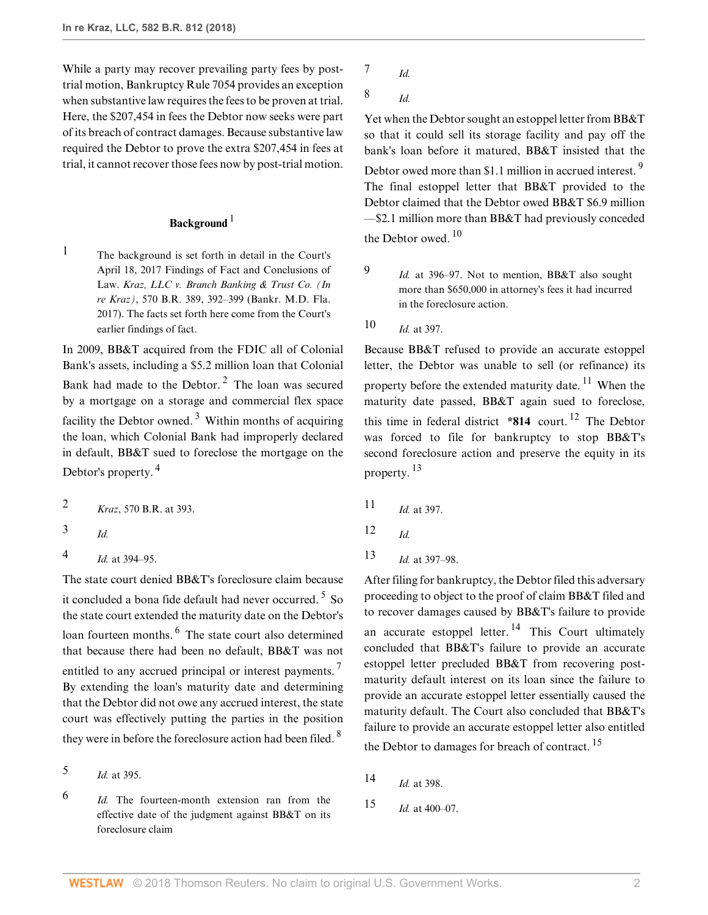While a party may recover prevailing party fees by post-trial motion, Bankruptcy Rule 7054 provides an exception when substantive law requires the fees to be proven at trial. Here, the $207,454 in fees the Debtor now seeks were part of its breach of contract damages. Because substantive law required the Debtor to prove the extra $207,454 in fees at trial, it cannot recover those fees now by post-trial motion.

### Background [1]

1 The background is set forth in detail in the Court's April 18, 2017 Findings of Fact and Conclusions of Law. *Kraz, LLC v. Branch Banking & Trust Co. (In re Kraz)*, 570 B.R. 389, 392–399 (Bankr. M.D. Fla. 2017). The facts set forth here come from the Court's earlier findings of fact.

In 2009, BB&T acquired from the FDIC all of Colonial Bank's assets, including a $5.2 million loan that Colonial Bank had made to the Debtor.[2] The loan was secured by a mortgage on a storage and commercial flex space facility the Debtor owned.[3] Within months of acquiring the loan, which Colonial Bank had improperly declared in default, BB&T sued to foreclose the mortgage on the Debtor's property.[4]

2 *Kraz*, 570 B.R. at 393.

3 *Id.*

4 *Id.* at 394–95.

The state court denied BB&T's foreclosure claim because it concluded a bona fide default had never occurred.[5] So the state court extended the maturity date on the Debtor's loan fourteen months.[6] The state court also determined that because there had been no default, BB&T was not entitled to any accrued principal or interest payments.[7] By extending the loan's maturity date and determining that the Debtor did not owe any accrued interest, the state court was effectively putting the parties in the position they were in before the foreclosure action had been filed.[8]

5 *Id.* at 395.

6 *Id.* The fourteen-month extension ran from the effective date of the judgment against BB&T on its foreclosure claim

7 *Id.*

8 *Id.*

Yet when the Debtor sought an estoppel letter from BB&T so that it could sell its storage facility and pay off the bank's loan before it matured, BB&T insisted that the Debtor owed more than $1.1 million in accrued interest.[9] The final estoppel letter that BB&T provided to the Debtor claimed that the Debtor owed BB&T $6.9 million —$2.1 million more than BB&T had previously conceded the Debtor owed.[10]

9 *Id.* at 396–97. Not to mention, BB&T also sought more than $650,000 in attorney's fees it had incurred in the foreclosure action.

10 *Id.* at 397.

Because BB&T refused to provide an accurate estoppel letter, the Debtor was unable to sell (or refinance) its property before the extended maturity date.[11] When the maturity date passed, BB&T again sued to foreclose, this time in federal district **\*814** court.[12] The Debtor was forced to file for bankruptcy to stop BB&T's second foreclosure action and preserve the equity in its property.[13]

11 *Id.* at 397.

12 *Id.*

13 *Id.* at 397–98.

After filing for bankruptcy, the Debtor filed this adversary proceeding to object to the proof of claim BB&T filed and to recover damages caused by BB&T's failure to provide an accurate estoppel letter.[14] This Court ultimately concluded that BB&T's failure to provide an accurate estoppel letter precluded BB&T from recovering post-maturity default interest on its loan since the failure to provide an accurate estoppel letter essentially caused the maturity default. The Court also concluded that BB&T's failure to provide an accurate estoppel letter also entitled the Debtor to damages for breach of contract.[15]

14 *Id.* at 398.

15 *Id.* at 400–07.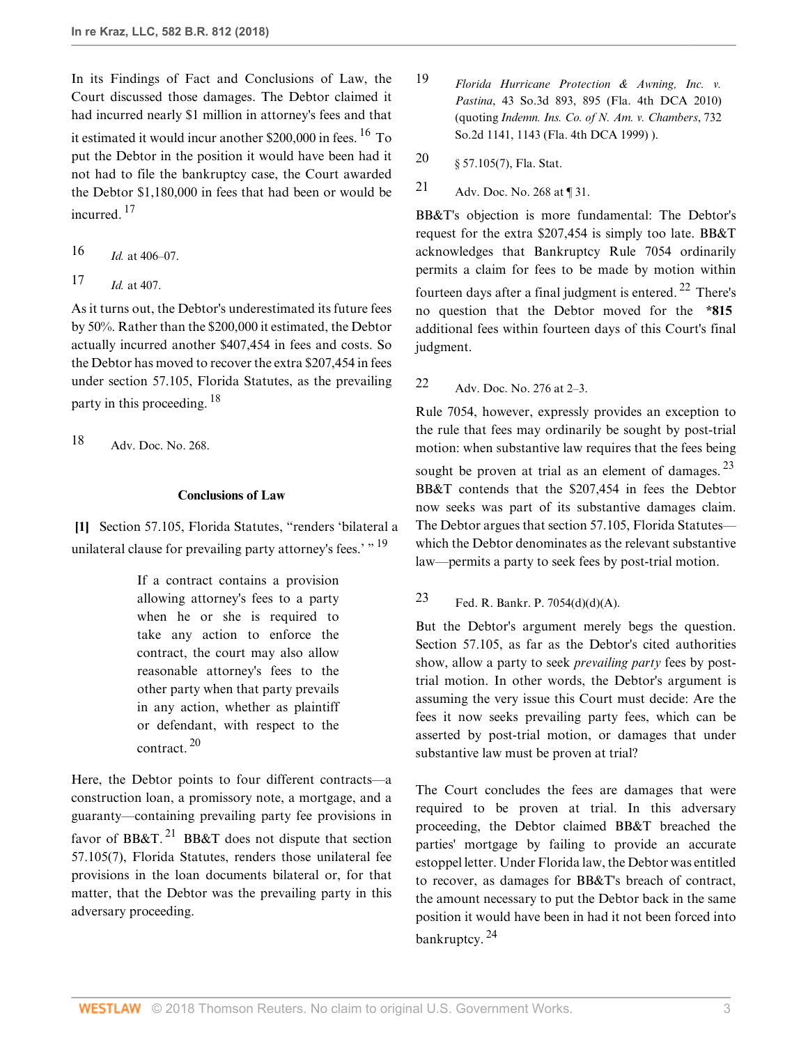In its Findings of Fact and Conclusions of Law, the Court discussed those damages. The Debtor claimed it had incurred nearly $1 million in attorney's fees and that it estimated it would incur another $200,000 in fees. [16] To put the Debtor in the position it would have been had it not had to file the bankruptcy case, the Court awarded the Debtor $1,180,000 in fees that had been or would be incurred. [17]

16 *Id.* at 406–07.

17 *Id.* at 407.

As it turns out, the Debtor's underestimated its future fees by 50%. Rather than the $200,000 it estimated, the Debtor actually incurred another $407,454 in fees and costs. So the Debtor has moved to recover the extra $207,454 in fees under section 57.105, Florida Statutes, as the prevailing party in this proceeding. [18]

18 Adv. Doc. No. 268.

## Conclusions of Law

**[1]** Section 57.105, Florida Statutes, "renders 'bilateral a unilateral clause for prevailing party attorney's fees.' " [19]

> If a contract contains a provision allowing attorney's fees to a party when he or she is required to take any action to enforce the contract, the court may also allow reasonable attorney's fees to the other party when that party prevails in any action, whether as plaintiff or defendant, with respect to the contract. [20]

Here, the Debtor points to four different contracts—a construction loan, a promissory note, a mortgage, and a guaranty—containing prevailing party fee provisions in favor of BB&T. [21] BB&T does not dispute that section 57.105(7), Florida Statutes, renders those unilateral fee provisions in the loan documents bilateral or, for that matter, that the Debtor was the prevailing party in this adversary proceeding.

19 *Florida Hurricane Protection & Awning, Inc. v. Pastina*, 43 So.3d 893, 895 (Fla. 4th DCA 2010) (quoting *Indemn. Ins. Co. of N. Am. v. Chambers*, 732 So.2d 1141, 1143 (Fla. 4th DCA 1999) ).

20 § 57.105(7), Fla. Stat.

21 Adv. Doc. No. 268 at ¶ 31.

BB&T's objection is more fundamental: The Debtor's request for the extra $207,454 is simply too late. BB&T acknowledges that Bankruptcy Rule 7054 ordinarily permits a claim for fees to be made by motion within fourteen days after a final judgment is entered. [22] There's no question that the Debtor moved for the **\*815** additional fees within fourteen days of this Court's final judgment.

22 Adv. Doc. No. 276 at 2–3.

Rule 7054, however, expressly provides an exception to the rule that fees may ordinarily be sought by post-trial motion: when substantive law requires that the fees being sought be proven at trial as an element of damages. [23] BB&T contends that the $207,454 in fees the Debtor now seeks was part of its substantive damages claim. The Debtor argues that section 57.105, Florida Statutes—which the Debtor denominates as the relevant substantive law—permits a party to seek fees by post-trial motion.

23 Fed. R. Bankr. P. 7054(d)(d)(A).

But the Debtor's argument merely begs the question. Section 57.105, as far as the Debtor's cited authorities show, allow a party to seek *prevailing party* fees by post-trial motion. In other words, the Debtor's argument is assuming the very issue this Court must decide: Are the fees it now seeks prevailing party fees, which can be asserted by post-trial motion, or damages that under substantive law must be proven at trial?

The Court concludes the fees are damages that were required to be proven at trial. In this adversary proceeding, the Debtor claimed BB&T breached the parties' mortgage by failing to provide an accurate estoppel letter. Under Florida law, the Debtor was entitled to recover, as damages for BB&T's breach of contract, the amount necessary to put the Debtor back in the same position it would have been in had it not been forced into bankruptcy. [24]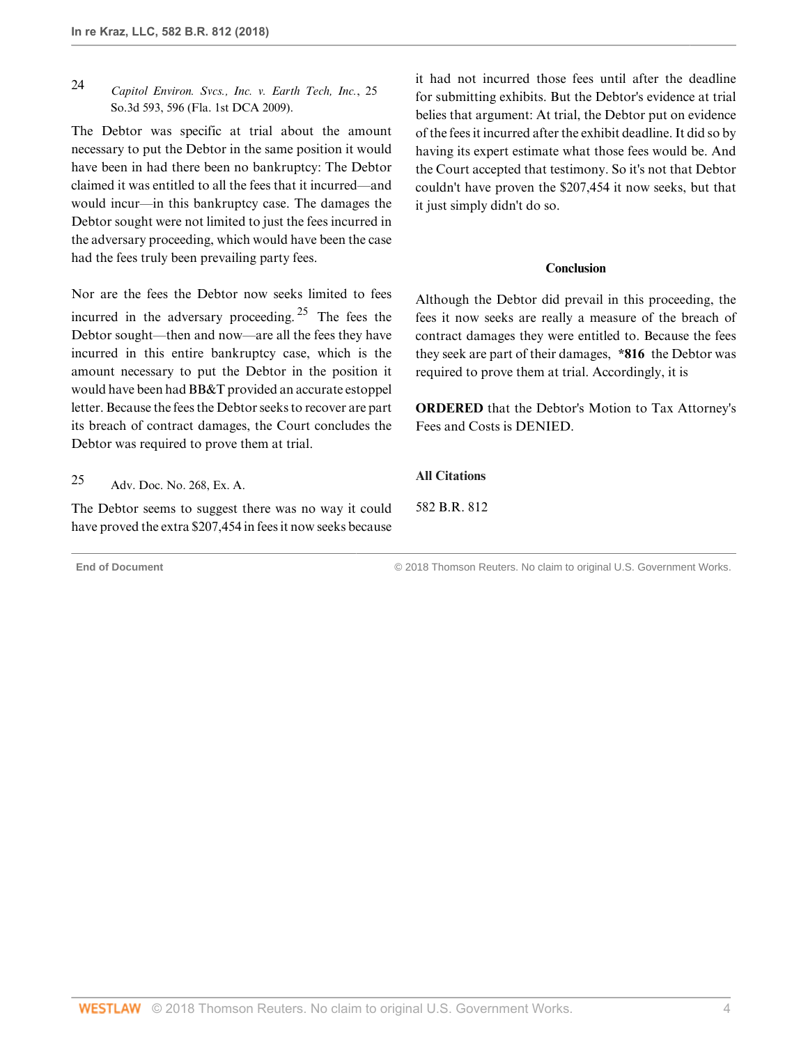24 *Capitol Environ. Svcs., Inc. v. Earth Tech, Inc.*, 25 So.3d 593, 596 (Fla. 1st DCA 2009).

The Debtor was specific at trial about the amount necessary to put the Debtor in the same position it would have been in had there been no bankruptcy: The Debtor claimed it was entitled to all the fees that it incurred—and would incur—in this bankruptcy case. The damages the Debtor sought were not limited to just the fees incurred in the adversary proceeding, which would have been the case had the fees truly been prevailing party fees.

Nor are the fees the Debtor now seeks limited to fees incurred in the adversary proceeding.[25] The fees the Debtor sought—then and now—are all the fees they have incurred in this entire bankruptcy case, which is the amount necessary to put the Debtor in the position it would have been had BB&T provided an accurate estoppel letter. Because the fees the Debtor seeks to recover are part its breach of contract damages, the Court concludes the Debtor was required to prove them at trial.

25 Adv. Doc. No. 268, Ex. A.

The Debtor seems to suggest there was no way it could have proved the extra $207,454 in fees it now seeks because it had not incurred those fees until after the deadline for submitting exhibits. But the Debtor's evidence at trial belies that argument: At trial, the Debtor put on evidence of the fees it incurred after the exhibit deadline. It did so by having its expert estimate what those fees would be. And the Court accepted that testimony. So it's not that Debtor couldn't have proven the $207,454 it now seeks, but that it just simply didn't do so.

## Conclusion

Although the Debtor did prevail in this proceeding, the fees it now seeks are really a measure of the breach of contract damages they were entitled to. Because the fees they seek are part of their damages, **\*816** the Debtor was required to prove them at trial. Accordingly, it is

**ORDERED** that the Debtor's Motion to Tax Attorney's Fees and Costs is DENIED.

### All Citations

582 B.R. 812